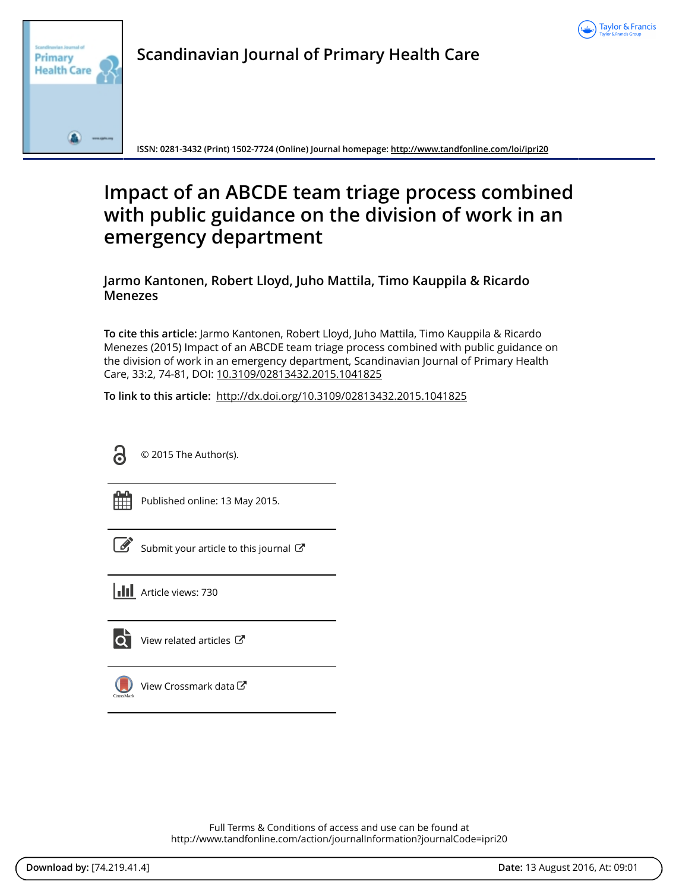# Scandinavian Journal of Primary Health Care

ISSN: 0281-3432 (Print) 1502-7724 (Online) Journal homepage: http://www.tandfonline.com/loi/ipri20

# Impact of an ABCDE team triage process combined with public guidance on the division of work in an emergency department

**Jarmo Kantonen, Robert Lloyd, Juho Mattila, Timo Kauppila & Ricardo Menezes**

**To cite this article:** Jarmo Kantonen, Robert Lloyd, Juho Mattila, Timo Kauppila & Ricardo Menezes (2015) Impact of an ABCDE team triage process combined with public guidance on the division of work in an emergency department, Scandinavian Journal of Primary Health Care, 33:2, 74-81, DOI: 10.3109/02813432.2015.1041825

**To link to this article:** http://dx.doi.org/10.3109/02813432.2015.1041825

© 2015 The Author(s).

Published online: 13 May 2015.

Submit your article to this journal

Article views: 730

View related articles

View Crossmark data

Full Terms & Conditions of access and use can be found at
http://www.tandfonline.com/action/journalInformation?journalCode=ipri20

**Download by:** [74.219.41.4] **Date:** 13 August 2016, At: 09:01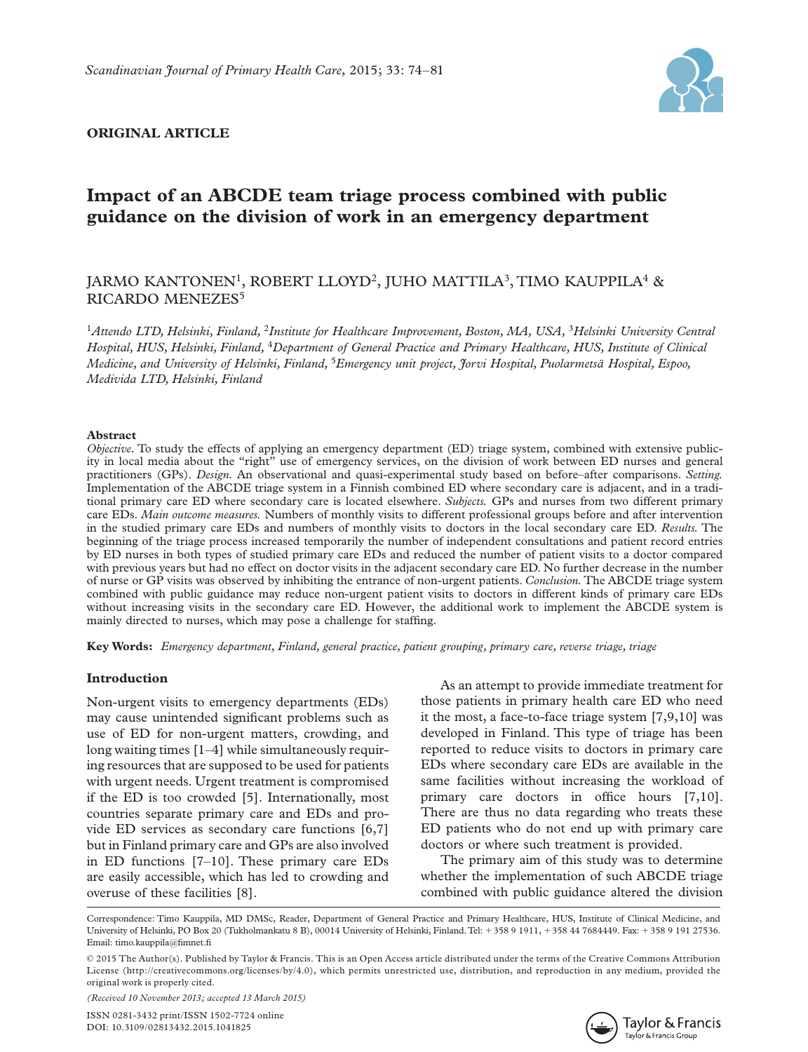ORIGINAL ARTICLE

# Impact of an ABCDE team triage process combined with public guidance on the division of work in an emergency department

JARMO KANTONEN[1], ROBERT LLOYD[2], JUHO MATTILA[3], TIMO KAUPPILA[4] & RICARDO MENEZES[5]

[1]*Attendo LTD, Helsinki, Finland,* [2]*Institute for Healthcare Improvement, Boston, MA, USA,* [3]*Helsinki University Central Hospital, HUS, Helsinki, Finland,* [4]*Department of General Practice and Primary Healthcare, HUS, Institute of Clinical Medicine, and University of Helsinki, Finland,* [5]*Emergency unit project, Jorvi Hospital, Puolarmetsä Hospital, Espoo, Medivida LTD, Helsinki, Finland*

### Abstract

*Objective.* To study the effects of applying an emergency department (ED) triage system, combined with extensive publicity in local media about the "right" use of emergency services, on the division of work between ED nurses and general practitioners (GPs). *Design.* An observational and quasi-experimental study based on before–after comparisons. *Setting.* Implementation of the ABCDE triage system in a Finnish combined ED where secondary care is adjacent, and in a traditional primary care ED where secondary care is located elsewhere. *Subjects.* GPs and nurses from two different primary care EDs. *Main outcome measures.* Numbers of monthly visits to different professional groups before and after intervention in the studied primary care EDs and numbers of monthly visits to doctors in the local secondary care ED. *Results.* The beginning of the triage process increased temporarily the number of independent consultations and patient record entries by ED nurses in both types of studied primary care EDs and reduced the number of patient visits to a doctor compared with previous years but had no effect on doctor visits in the adjacent secondary care ED. No further decrease in the number of nurse or GP visits was observed by inhibiting the entrance of non-urgent patients. *Conclusion.* The ABCDE triage system combined with public guidance may reduce non-urgent patient visits to doctors in different kinds of primary care EDs without increasing visits in the secondary care ED. However, the additional work to implement the ABCDE system is mainly directed to nurses, which may pose a challenge for staffing.

**Key Words:** *Emergency department, Finland, general practice, patient grouping, primary care, reverse triage, triage*

## Introduction

Non-urgent visits to emergency departments (EDs) may cause unintended significant problems such as use of ED for non-urgent matters, crowding, and long waiting times [1–4] while simultaneously requiring resources that are supposed to be used for patients with urgent needs. Urgent treatment is compromised if the ED is too crowded [5]. Internationally, most countries separate primary care and EDs and provide ED services as secondary care functions [6,7] but in Finland primary care and GPs are also involved in ED functions [7–10]. These primary care EDs are easily accessible, which has led to crowding and overuse of these facilities [8].

As an attempt to provide immediate treatment for those patients in primary health care ED who need it the most, a face-to-face triage system [7,9,10] was developed in Finland. This type of triage has been reported to reduce visits to doctors in primary care EDs where secondary care EDs are available in the same facilities without increasing the workload of primary care doctors in office hours [7,10]. There are thus no data regarding who treats these ED patients who do not end up with primary care doctors or where such treatment is provided.

The primary aim of this study was to determine whether the implementation of such ABCDE triage combined with public guidance altered the division

Correspondence: Timo Kauppila, MD DMSc, Reader, Department of General Practice and Primary Healthcare, HUS, Institute of Clinical Medicine, and University of Helsinki, PO Box 20 (Tukholmankatu 8 B), 00014 University of Helsinki, Finland. Tel: + 358 9 1911, + 358 44 7684449. Fax: + 358 9 191 27536. Email: timo.kauppila@fimnet.fi

© 2015 The Author(s). Published by Taylor & Francis. This is an Open Access article distributed under the terms of the Creative Commons Attribution License (http://creativecommons.org/licenses/by/4.0), which permits unrestricted use, distribution, and reproduction in any medium, provided the original work is properly cited.

*(Received 10 November 2013; accepted 13 March 2015)*

ISSN 0281-3432 print/ISSN 1502-7724 online
DOI: 10.3109/02813432.2015.1041825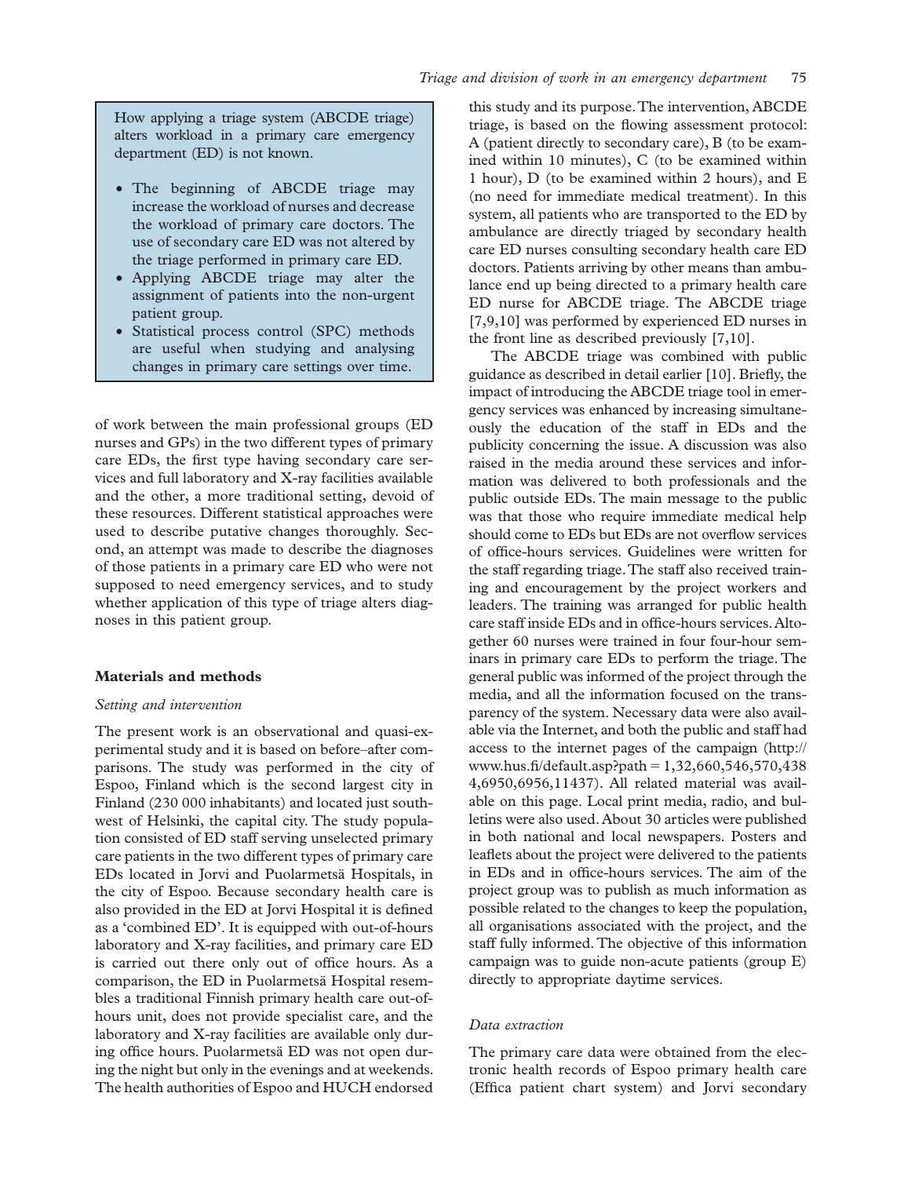How applying a triage system (ABCDE triage) alters workload in a primary care emergency department (ED) is not known.

- The beginning of ABCDE triage may increase the workload of nurses and decrease the workload of primary care doctors. The use of secondary care ED was not altered by the triage performed in primary care ED.
- Applying ABCDE triage may alter the assignment of patients into the non-urgent patient group.
- Statistical process control (SPC) methods are useful when studying and analysing changes in primary care settings over time.

of work between the main professional groups (ED nurses and GPs) in the two different types of primary care EDs, the first type having secondary care services and full laboratory and X-ray facilities available and the other, a more traditional setting, devoid of these resources. Different statistical approaches were used to describe putative changes thoroughly. Second, an attempt was made to describe the diagnoses of those patients in a primary care ED who were not supposed to need emergency services, and to study whether application of this type of triage alters diagnoses in this patient group.

## Materials and methods

### *Setting and intervention*

The present work is an observational and quasi-experimental study and it is based on before–after comparisons. The study was performed in the city of Espoo, Finland which is the second largest city in Finland (230 000 inhabitants) and located just southwest of Helsinki, the capital city. The study population consisted of ED staff serving unselected primary care patients in the two different types of primary care EDs located in Jorvi and Puolarmetsä Hospitals, in the city of Espoo. Because secondary health care is also provided in the ED at Jorvi Hospital it is defined as a 'combined ED'. It is equipped with out-of-hours laboratory and X-ray facilities, and primary care ED is carried out there only out of office hours. As a comparison, the ED in Puolarmetsä Hospital resembles a traditional Finnish primary health care out-of-hours unit, does not provide specialist care, and the laboratory and X-ray facilities are available only during office hours. Puolarmetsä ED was not open during the night but only in the evenings and at weekends. The health authorities of Espoo and HUCH endorsed this study and its purpose. The intervention, ABCDE triage, is based on the flowing assessment protocol: A (patient directly to secondary care), B (to be examined within 10 minutes), C (to be examined within 1 hour), D (to be examined within 2 hours), and E (no need for immediate medical treatment). In this system, all patients who are transported to the ED by ambulance are directly triaged by secondary health care ED nurses consulting secondary health care ED doctors. Patients arriving by other means than ambulance end up being directed to a primary health care ED nurse for ABCDE triage. The ABCDE triage [7,9,10] was performed by experienced ED nurses in the front line as described previously [7,10].

The ABCDE triage was combined with public guidance as described in detail earlier [10]. Briefly, the impact of introducing the ABCDE triage tool in emergency services was enhanced by increasing simultaneously the education of the staff in EDs and the publicity concerning the issue. A discussion was also raised in the media around these services and information was delivered to both professionals and the public outside EDs. The main message to the public was that those who require immediate medical help should come to EDs but EDs are not overflow services of office-hours services. Guidelines were written for the staff regarding triage. The staff also received training and encouragement by the project workers and leaders. The training was arranged for public health care staff inside EDs and in office-hours services. Altogether 60 nurses were trained in four four-hour seminars in primary care EDs to perform the triage. The general public was informed of the project through the media, and all the information focused on the transparency of the system. Necessary data were also available via the Internet, and both the public and staff had access to the internet pages of the campaign (http://www.hus.fi/default.asp?path = 1,32,660,546,570,4384,6950,6956,11437). All related material was available on this page. Local print media, radio, and bulletins were also used. About 30 articles were published in both national and local newspapers. Posters and leaflets about the project were delivered to the patients in EDs and in office-hours services. The aim of the project group was to publish as much information as possible related to the changes to keep the population, all organisations associated with the project, and the staff fully informed. The objective of this information campaign was to guide non-acute patients (group E) directly to appropriate daytime services.

### *Data extraction*

The primary care data were obtained from the electronic health records of Espoo primary health care (Effica patient chart system) and Jorvi secondary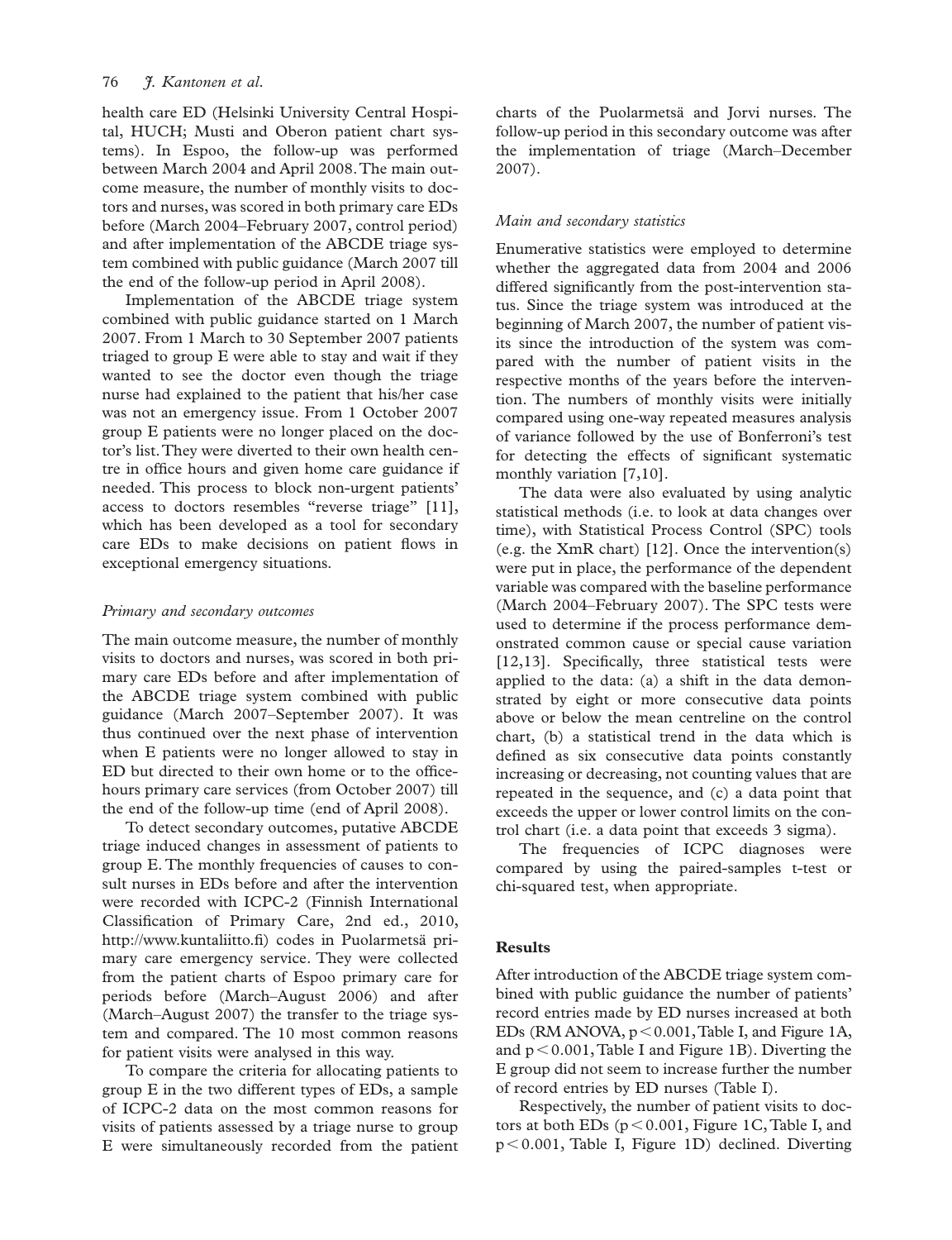health care ED (Helsinki University Central Hospital, HUCH; Musti and Oberon patient chart systems). In Espoo, the follow-up was performed between March 2004 and April 2008. The main outcome measure, the number of monthly visits to doctors and nurses, was scored in both primary care EDs before (March 2004–February 2007, control period) and after implementation of the ABCDE triage system combined with public guidance (March 2007 till the end of the follow-up period in April 2008).

Implementation of the ABCDE triage system combined with public guidance started on 1 March 2007. From 1 March to 30 September 2007 patients triaged to group E were able to stay and wait if they wanted to see the doctor even though the triage nurse had explained to the patient that his/her case was not an emergency issue. From 1 October 2007 group E patients were no longer placed on the doctor's list. They were diverted to their own health centre in office hours and given home care guidance if needed. This process to block non-urgent patients' access to doctors resembles "reverse triage" [11], which has been developed as a tool for secondary care EDs to make decisions on patient flows in exceptional emergency situations.

*Primary and secondary outcomes*

The main outcome measure, the number of monthly visits to doctors and nurses, was scored in both primary care EDs before and after implementation of the ABCDE triage system combined with public guidance (March 2007–September 2007). It was thus continued over the next phase of intervention when E patients were no longer allowed to stay in ED but directed to their own home or to the office-hours primary care services (from October 2007) till the end of the follow-up time (end of April 2008).

To detect secondary outcomes, putative ABCDE triage induced changes in assessment of patients to group E. The monthly frequencies of causes to consult nurses in EDs before and after the intervention were recorded with ICPC-2 (Finnish International Classification of Primary Care, 2nd ed., 2010, http://www.kuntaliitto.fi) codes in Puolarmetsä primary care emergency service. They were collected from the patient charts of Espoo primary care for periods before (March–August 2006) and after (March–August 2007) the transfer to the triage system and compared. The 10 most common reasons for patient visits were analysed in this way.

To compare the criteria for allocating patients to group E in the two different types of EDs, a sample of ICPC-2 data on the most common reasons for visits of patients assessed by a triage nurse to group E were simultaneously recorded from the patient charts of the Puolarmetsä and Jorvi nurses. The follow-up period in this secondary outcome was after the implementation of triage (March–December 2007).

*Main and secondary statistics*

Enumerative statistics were employed to determine whether the aggregated data from 2004 and 2006 differed significantly from the post-intervention status. Since the triage system was introduced at the beginning of March 2007, the number of patient visits since the introduction of the system was compared with the number of patient visits in the respective months of the years before the intervention. The numbers of monthly visits were initially compared using one-way repeated measures analysis of variance followed by the use of Bonferroni's test for detecting the effects of significant systematic monthly variation [7,10].

The data were also evaluated by using analytic statistical methods (i.e. to look at data changes over time), with Statistical Process Control (SPC) tools (e.g. the XmR chart) [12]. Once the intervention(s) were put in place, the performance of the dependent variable was compared with the baseline performance (March 2004–February 2007). The SPC tests were used to determine if the process performance demonstrated common cause or special cause variation [12,13]. Specifically, three statistical tests were applied to the data: (a) a shift in the data demonstrated by eight or more consecutive data points above or below the mean centreline on the control chart, (b) a statistical trend in the data which is defined as six consecutive data points constantly increasing or decreasing, not counting values that are repeated in the sequence, and (c) a data point that exceeds the upper or lower control limits on the control chart (i.e. a data point that exceeds 3 sigma).

The frequencies of ICPC diagnoses were compared by using the paired-samples t-test or chi-squared test, when appropriate.

## Results

After introduction of the ABCDE triage system combined with public guidance the number of patients' record entries made by ED nurses increased at both EDs (RM ANOVA, $p < 0.001$, Table I, and Figure 1A, and $p < 0.001$, Table I and Figure 1B). Diverting the E group did not seem to increase further the number of record entries by ED nurses (Table I).

Respectively, the number of patient visits to doctors at both EDs ($p < 0.001$, Figure 1C, Table I, and $p < 0.001$, Table I, Figure 1D) declined. Diverting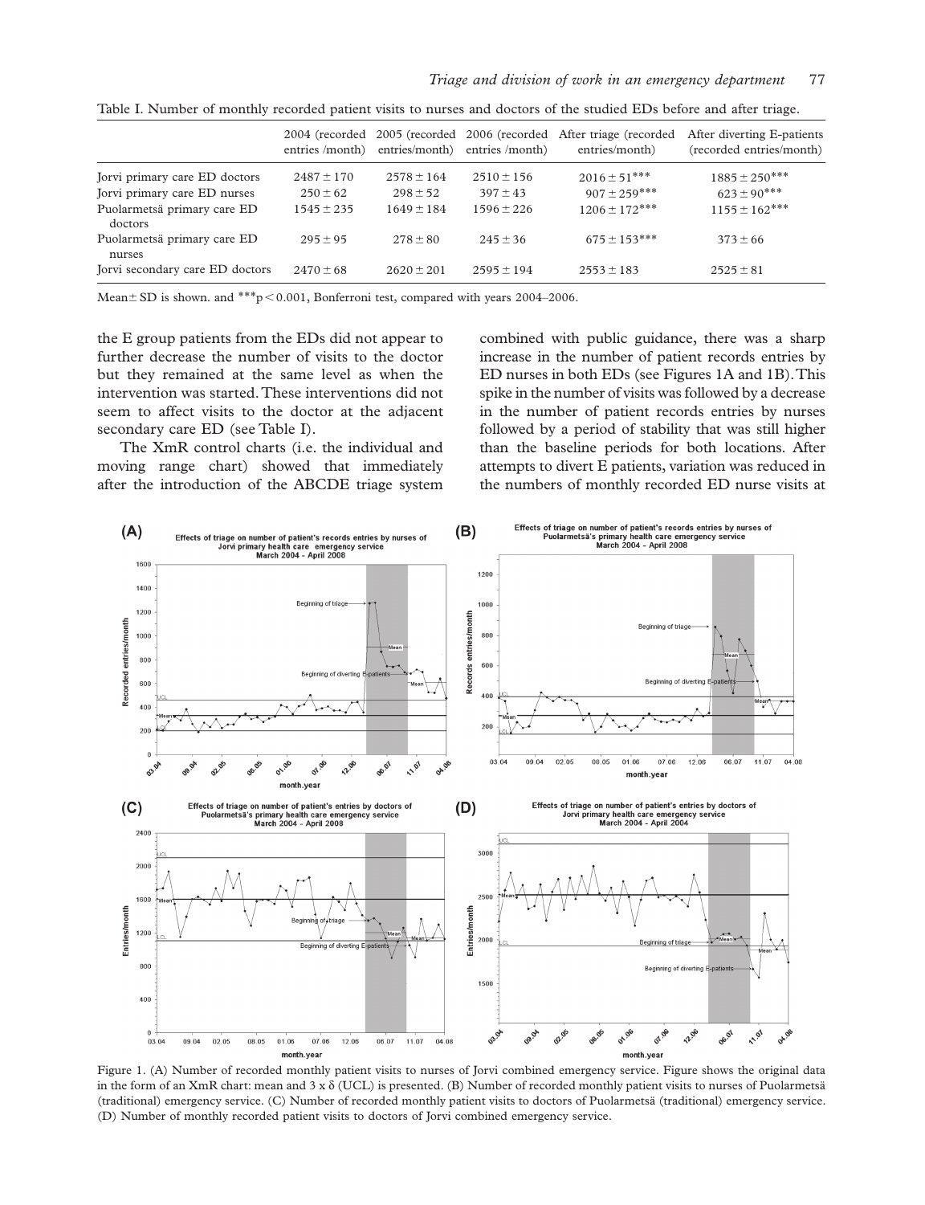Table I. Number of monthly recorded patient visits to nurses and doctors of the studied EDs before and after triage.

| | 2004 (recorded entries /month) | 2005 (recorded entries/month) | 2006 (recorded entries /month) | After triage (recorded entries/month) | After diverting E-patients (recorded entries/month) |
|---|---|---|---|---|---|
| Jorvi primary care ED doctors | $2487 \pm 170$ | $2578 \pm 164$ | $2510 \pm 156$ | $2016 \pm 51^{***}$ | $1885 \pm 250^{***}$ |
| Jorvi primary care ED nurses | $250 \pm 62$ | $298 \pm 52$ | $397 \pm 43$ | $907 \pm 259^{***}$ | $623 \pm 90^{***}$ |
| Puolarmetsä primary care ED doctors | $1545 \pm 235$ | $1649 \pm 184$ | $1596 \pm 226$ | $1206 \pm 172^{***}$ | $1155 \pm 162^{***}$ |
| Puolarmetsä primary care ED nurses | $295 \pm 95$ | $278 \pm 80$ | $245 \pm 36$ | $675 \pm 153^{***}$ | $373 \pm 66$ |
| Jorvi secondary care ED doctors | $2470 \pm 68$ | $2620 \pm 201$ | $2595 \pm 194$ | $2553 \pm 183$ | $2525 \pm 81$ |

Mean$\pm$ SD is shown. and $^{***}p < 0.001$, Bonferroni test, compared with years 2004–2006.

the E group patients from the EDs did not appear to further decrease the number of visits to the doctor but they remained at the same level as when the intervention was started. These interventions did not seem to affect visits to the doctor at the adjacent secondary care ED (see Table I).

The XmR control charts (i.e. the individual and moving range chart) showed that immediately after the introduction of the ABCDE triage system combined with public guidance, there was a sharp increase in the number of patient records entries by ED nurses in both EDs (see Figures 1A and 1B). This spike in the number of visits was followed by a decrease in the number of patient records entries by nurses followed by a period of stability that was still higher than the baseline periods for both locations. After attempts to divert E patients, variation was reduced in the numbers of monthly recorded ED nurse visits at

Figure 1. (A) Number of recorded monthly patient visits to nurses of Jorvi combined emergency service. Figure shows the original data in the form of an XmR chart: mean and 3 x δ (UCL) is presented. (B) Number of recorded monthly patient visits to nurses of Puolarmetsä (traditional) emergency service. (C) Number of recorded monthly patient visits to doctors of Puolarmetsä (traditional) emergency service. (D) Number of monthly recorded patient visits to doctors of Jorvi combined emergency service.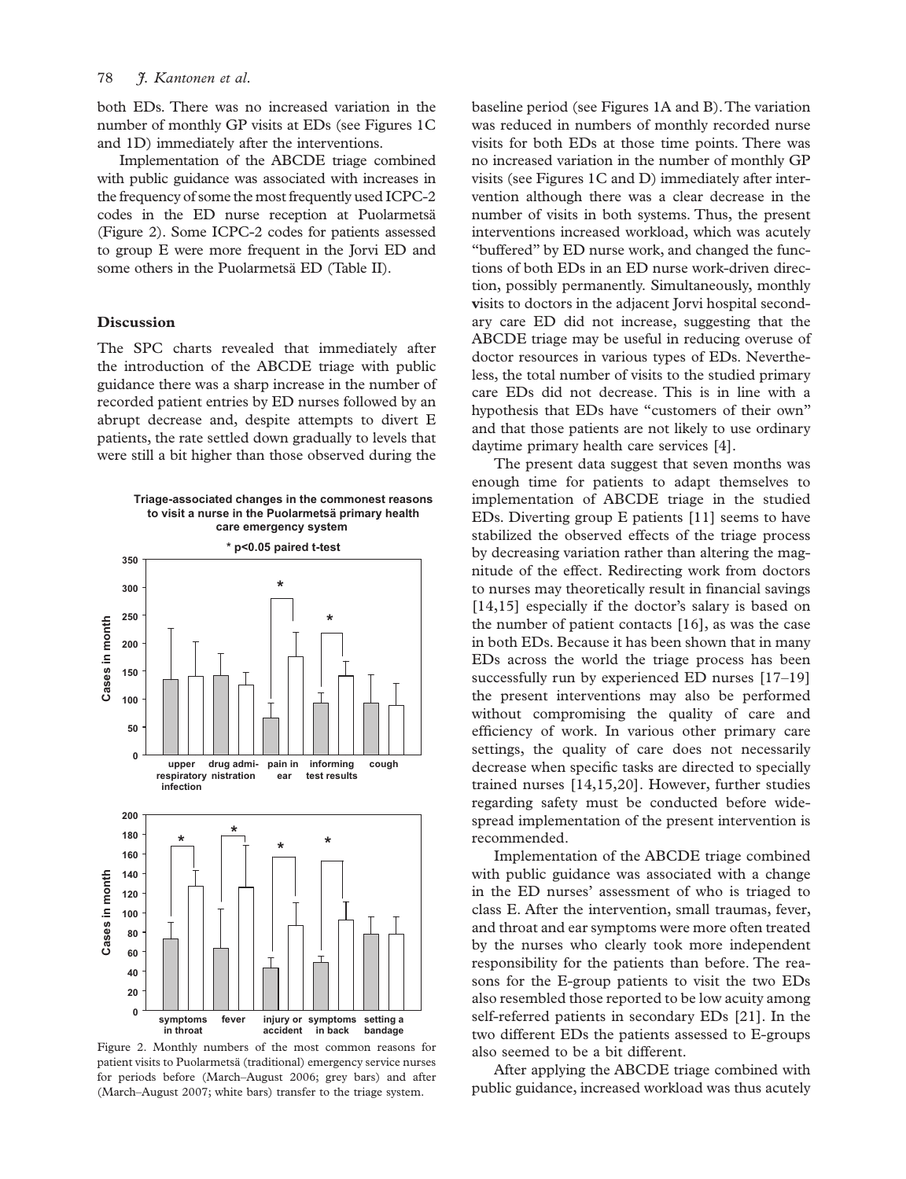both EDs. There was no increased variation in the number of monthly GP visits at EDs (see Figures 1C and 1D) immediately after the interventions.

Implementation of the ABCDE triage combined with public guidance was associated with increases in the frequency of some the most frequently used ICPC-2 codes in the ED nurse reception at Puolarmetsä (Figure 2). Some ICPC-2 codes for patients assessed to group E were more frequent in the Jorvi ED and some others in the Puolarmetsä ED (Table II).

## Discussion

The SPC charts revealed that immediately after the introduction of the ABCDE triage with public guidance there was a sharp increase in the number of recorded patient entries by ED nurses followed by an abrupt decrease and, despite attempts to divert E patients, the rate settled down gradually to levels that were still a bit higher than those observed during the baseline period (see Figures 1A and B). The variation was reduced in numbers of monthly recorded nurse visits for both EDs at those time points. There was no increased variation in the number of monthly GP visits (see Figures 1C and D) immediately after intervention although there was a clear decrease in the number of visits in both systems. Thus, the present interventions increased workload, which was acutely "buffered" by ED nurse work, and changed the functions of both EDs in an ED nurse work-driven direction, possibly permanently. Simultaneously, monthly visits to doctors in the adjacent Jorvi hospital secondary care ED did not increase, suggesting that the ABCDE triage may be useful in reducing overuse of doctor resources in various types of EDs. Nevertheless, the total number of visits to the studied primary care EDs did not decrease. This is in line with a hypothesis that EDs have "customers of their own" and that those patients are not likely to use ordinary daytime primary health care services [4].

The present data suggest that seven months was enough time for patients to adapt themselves to implementation of ABCDE triage in the studied EDs. Diverting group E patients [11] seems to have stabilized the observed effects of the triage process by decreasing variation rather than altering the magnitude of the effect. Redirecting work from doctors to nurses may theoretically result in financial savings [14,15] especially if the doctor's salary is based on the number of patient contacts [16], as was the case in both EDs. Because it has been shown that in many EDs across the world the triage process has been successfully run by experienced ED nurses [17–19] the present interventions may also be performed without compromising the quality of care and efficiency of work. In various other primary care settings, the quality of care does not necessarily decrease when specific tasks are directed to specially trained nurses [14,15,20]. However, further studies regarding safety must be conducted before widespread implementation of the present intervention is recommended.

Implementation of the ABCDE triage combined with public guidance was associated with a change in the ED nurses' assessment of who is triaged to class E. After the intervention, small traumas, fever, and throat and ear symptoms were more often treated by the nurses who clearly took more independent responsibility for the patients than before. The reasons for the E-group patients to visit the two EDs also resembled those reported to be low acuity among self-referred patients in secondary EDs [21]. In the two different EDs the patients assessed to E-groups also seemed to be a bit different.

After applying the ABCDE triage combined with public guidance, increased workload was thus acutely

Figure 2. Monthly numbers of the most common reasons for patient visits to Puolarmetsä (traditional) emergency service nurses for periods before (March–August 2006; grey bars) and after (March–August 2007; white bars) transfer to the triage system.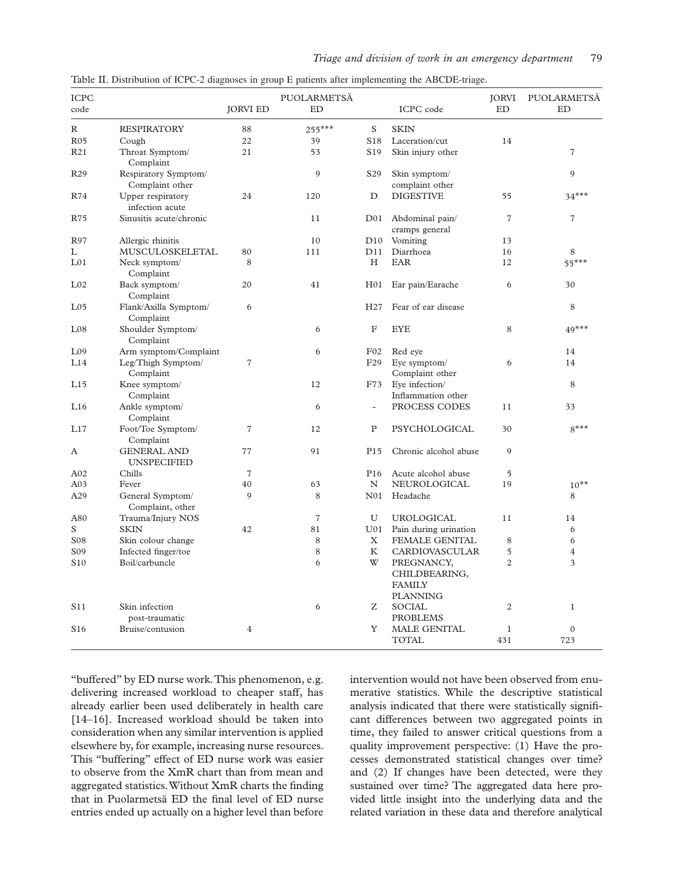Table II. Distribution of ICPC-2 diagnoses in group E patients after implementing the ABCDE-triage.

| ICPC code | | JORVI ED | PUOLARMETSÄ ED | | ICPC code | JORVI ED | PUOLARMETSÄ ED |
|---|---|---|---|---|---|---|---|
| R | RESPIRATORY | 88 | 255*** | S | SKIN | | |
| R05 | Cough | 22 | 39 | S18 | Laceration/cut | 14 | |
| R21 | Throat Symptom/ Complaint | 21 | 53 | S19 | Skin injury other | | 7 |
| R29 | Respiratory Symptom/ Complaint other | | 9 | S29 | Skin symptom/ complaint other | | 9 |
| R74 | Upper respiratory infection acute | 24 | 120 | D | DIGESTIVE | 55 | 34*** |
| R75 | Sinusitis acute/chronic | | 11 | D01 | Abdominal pain/ cramps general | 7 | 7 |
| R97 | Allergic rhinitis | | 10 | D10 | Vomiting | 13 | |
| L | MUSCULOSKELETAL | 80 | 111 | D11 | Diarrhoea | 16 | 8 |
| L01 | Neck symptom/ Complaint | 8 | | H | EAR | 12 | 55*** |
| L02 | Back symptom/ Complaint | 20 | 41 | H01 | Ear pain/Earache | 6 | 30 |
| L05 | Flank/Axilla Symptom/ Complaint | 6 | | H27 | Fear of ear disease | | 8 |
| L08 | Shoulder Symptom/ Complaint | | 6 | F | EYE | 8 | 49*** |
| L09 | Arm symptom/Complaint | | 6 | F02 | Red eye | | 14 |
| L14 | Leg/Thigh Symptom/ Complaint | 7 | | F29 | Eye symptom/ Complaint other | 6 | 14 |
| L15 | Knee symptom/ Complaint | | 12 | F73 | Eye infection/ Inflammation other | | 8 |
| L16 | Ankle symptom/ Complaint | | 6 | - | PROCESS CODES | 11 | 33 |
| L17 | Foot/Toe Symptom/ Complaint | 7 | 12 | P | PSYCHOLOGICAL | 30 | 8*** |
| A | GENERAL AND UNSPECIFIED | 77 | 91 | P15 | Chronic alcohol abuse | 9 | |
| A02 | Chills | 7 | | P16 | Acute alcohol abuse | 5 | |
| A03 | Fever | 40 | 63 | N | NEUROLOGICAL | 19 | 10** |
| A29 | General Symptom/ Complaint, other | 9 | 8 | N01 | Headache | | 8 |
| A80 | Trauma/Injury NOS | | 7 | U | UROLOGICAL | 11 | 14 |
| S | SKIN | 42 | 81 | U01 | Pain during urination | | 6 |
| S08 | Skin colour change | | 8 | X | FEMALE GENITAL | 8 | 6 |
| S09 | Infected finger/toe | | 8 | K | CARDIOVASCULAR | 5 | 4 |
| S10 | Boil/carbuncle | | 6 | W | PREGNANCY, CHILDBEARING, FAMILY PLANNING | 2 | 3 |
| S11 | Skin infection post-traumatic | | 6 | Z | SOCIAL PROBLEMS | 2 | 1 |
| S16 | Bruise/contusion | 4 | | Y | MALE GENITAL | 1 | 0 |
| | | | | | TOTAL | 431 | 723 |

"buffered" by ED nurse work. This phenomenon, e.g. delivering increased workload to cheaper staff, has already earlier been used deliberately in health care [14–16]. Increased workload should be taken into consideration when any similar intervention is applied elsewhere by, for example, increasing nurse resources. This "buffering" effect of ED nurse work was easier to observe from the XmR chart than from mean and aggregated statistics. Without XmR charts the finding that in Puolarmetsä ED the final level of ED nurse entries ended up actually on a higher level than before intervention would not have been observed from enumerative statistics. While the descriptive statistical analysis indicated that there were statistically significant differences between two aggregated points in time, they failed to answer critical questions from a quality improvement perspective: (1) Have the processes demonstrated statistical changes over time? and (2) If changes have been detected, were they sustained over time? The aggregated data here provided little insight into the underlying data and the related variation in these data and therefore analytical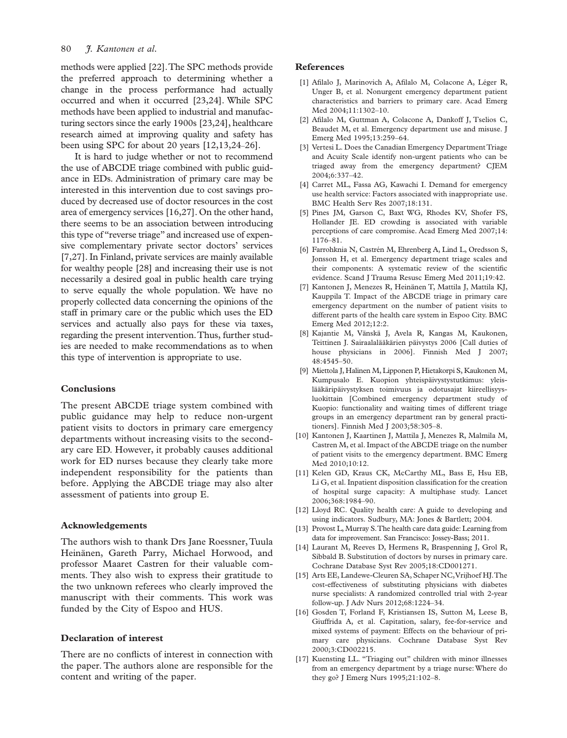methods were applied [22]. The SPC methods provide the preferred approach to determining whether a change in the process performance had actually occurred and when it occurred [23,24]. While SPC methods have been applied to industrial and manufacturing sectors since the early 1900s [23,24], healthcare research aimed at improving quality and safety has been using SPC for about 20 years [12,13,24–26].

It is hard to judge whether or not to recommend the use of ABCDE triage combined with public guidance in EDs. Administration of primary care may be interested in this intervention due to cost savings produced by decreased use of doctor resources in the cost area of emergency services [16,27]. On the other hand, there seems to be an association between introducing this type of "reverse triage" and increased use of expensive complementary private sector doctors' services [7,27]. In Finland, private services are mainly available for wealthy people [28] and increasing their use is not necessarily a desired goal in public health care trying to serve equally the whole population. We have no properly collected data concerning the opinions of the staff in primary care or the public which uses the ED services and actually also pays for these via taxes, regarding the present intervention. Thus, further studies are needed to make recommendations as to when this type of intervention is appropriate to use.

## Conclusions

The present ABCDE triage system combined with public guidance may help to reduce non-urgent patient visits to doctors in primary care emergency departments without increasing visits to the secondary care ED. However, it probably causes additional work for ED nurses because they clearly take more independent responsibility for the patients than before. Applying the ABCDE triage may also alter assessment of patients into group E.

## Acknowledgements

The authors wish to thank Drs Jane Roessner, Tuula Heinänen, Gareth Parry, Michael Horwood, and professor Maaret Castren for their valuable comments. They also wish to express their gratitude to the two unknown referees who clearly improved the manuscript with their comments. This work was funded by the City of Espoo and HUS.

## Declaration of interest

There are no conflicts of interest in connection with the paper. The authors alone are responsible for the content and writing of the paper.

## References

[1] Afilalo J, Marinovich A, Afilalo M, Colacone A, Léger R, Unger B, et al. Nonurgent emergency department patient characteristics and barriers to primary care. Acad Emerg Med 2004;11:1302–10.

[2] Afilalo M, Guttman A, Colacone A, Dankoff J, Tselios C, Beaudet M, et al. Emergency department use and misuse. J Emerg Med 1995;13:259–64.

[3] Vertesi L. Does the Canadian Emergency Department Triage and Acuity Scale identify non-urgent patients who can be triaged away from the emergency department? CJEM 2004;6:337–42.

[4] Carret ML, Fassa AG, Kawachi I. Demand for emergency use health service: Factors associated with inappropriate use. BMC Health Serv Res 2007;18:131.

[5] Pines JM, Garson C, Baxt WG, Rhodes KV, Shofer FS, Hollander JE. ED crowding is associated with variable perceptions of care compromise. Acad Emerg Med 2007;14:1176–81.

[6] Farrohknia N, Castrén M, Ehrenberg A, Lind L, Oredsson S, Jonsson H, et al. Emergency department triage scales and their components: A systematic review of the scientific evidence. Scand J Trauma Resusc Emerg Med 2011;19:42.

[7] Kantonen J, Menezes R, Heinänen T, Mattila J, Mattila KJ, Kauppila T. Impact of the ABCDE triage in primary care emergency department on the number of patient visits to different parts of the health care system in Espoo City. BMC Emerg Med 2012;12:2.

[8] Kajantie M, Vänskä J, Avela R, Kangas M, Kaukonen, Teittinen J. Sairaalalääkärien päivystys 2006 [Call duties of house physicians in 2006]. Finnish Med J 2007;48:4545–50.

[9] Miettola J, Halinen M, Lipponen P, Hietakorpi S, Kaukonen M, Kumpusalo E. Kuopion yhteispäivystystutkimus: yleislääkäripäivystyksen toimivuus ja odotusajat kiireellisyysluokittain [Combined emergency department study of Kuopio: functionality and waiting times of different triage groups in an emergency department ran by general practitioners]. Finnish Med J 2003;58:305–8.

[10] Kantonen J, Kaartinen J, Mattila J, Menezes R, Malmila M, Castren M, et al. Impact of the ABCDE triage on the number of patient visits to the emergency department. BMC Emerg Med 2010;10:12.

[11] Kelen GD, Kraus CK, McCarthy ML, Bass E, Hsu EB, Li G, et al. Inpatient disposition classification for the creation of hospital surge capacity: A multiphase study. Lancet 2006;368:1984–90.

[12] Lloyd RC. Quality health care: A guide to developing and using indicators. Sudbury, MA: Jones & Bartlett; 2004.

[13] Provost L, Murray S. The health care data guide: Learning from data for improvement. San Francisco: Jossey-Bass; 2011.

[14] Laurant M, Reeves D, Hermens R, Braspenning J, Grol R, Sibbald B. Substitution of doctors by nurses in primary care. Cochrane Database Syst Rev 2005;18:CD001271.

[15] Arts EE, Landewe-Cleuren SA, Schaper NC, Vrijhoef HJ. The cost-effectiveness of substituting physicians with diabetes nurse specialists: A randomized controlled trial with 2-year follow-up. J Adv Nurs 2012;68:1224–34.

[16] Gosden T, Forland F, Kristiansen IS, Sutton M, Leese B, Giuffrida A, et al. Capitation, salary, fee-for-service and mixed systems of payment: Effects on the behaviour of primary care physicians. Cochrane Database Syst Rev 2000;3:CD002215.

[17] Kuensting LL. "Triaging out" children with minor illnesses from an emergency department by a triage nurse: Where do they go? J Emerg Nurs 1995;21:102–8.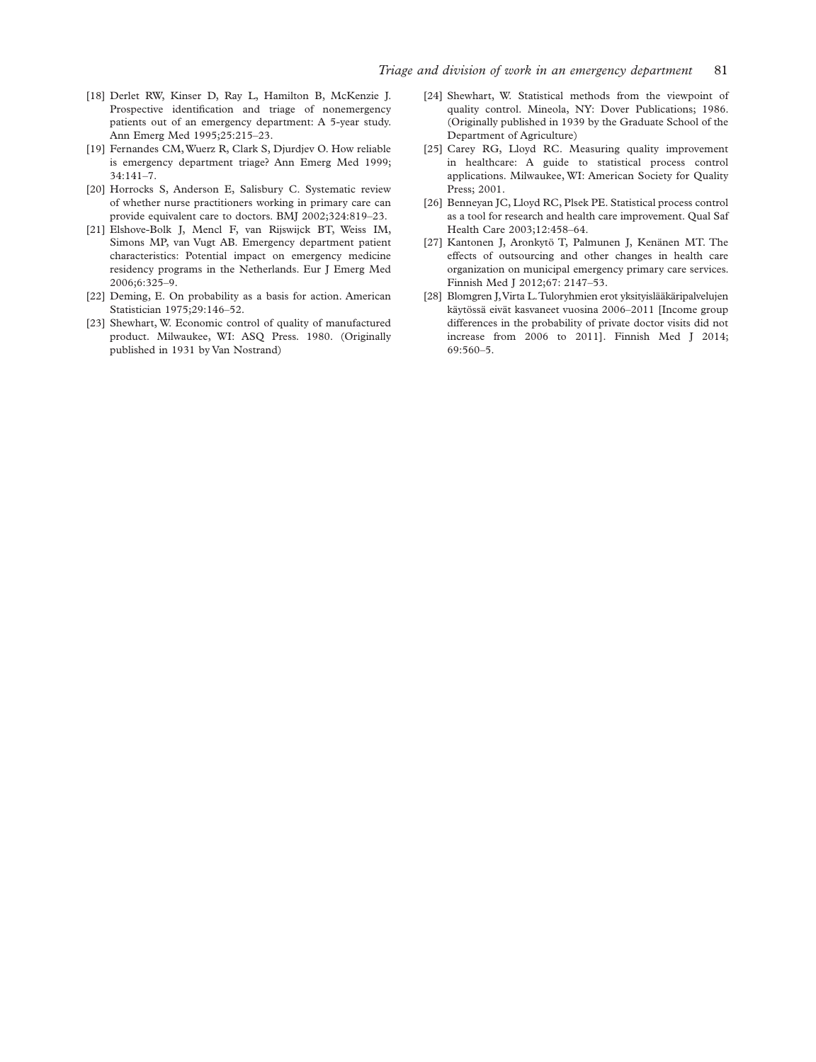[18] Derlet RW, Kinser D, Ray L, Hamilton B, McKenzie J. Prospective identification and triage of nonemergency patients out of an emergency department: A 5-year study. Ann Emerg Med 1995;25:215–23.

[19] Fernandes CM, Wuerz R, Clark S, Djurdjev O. How reliable is emergency department triage? Ann Emerg Med 1999; 34:141–7.

[20] Horrocks S, Anderson E, Salisbury C. Systematic review of whether nurse practitioners working in primary care can provide equivalent care to doctors. BMJ 2002;324:819–23.

[21] Elshove-Bolk J, Mencl F, van Rijswijck BT, Weiss IM, Simons MP, van Vugt AB. Emergency department patient characteristics: Potential impact on emergency medicine residency programs in the Netherlands. Eur J Emerg Med 2006;6:325–9.

[22] Deming, E. On probability as a basis for action. American Statistician 1975;29:146–52.

[23] Shewhart, W. Economic control of quality of manufactured product. Milwaukee, WI: ASQ Press. 1980. (Originally published in 1931 by Van Nostrand)

[24] Shewhart, W. Statistical methods from the viewpoint of quality control. Mineola, NY: Dover Publications; 1986. (Originally published in 1939 by the Graduate School of the Department of Agriculture)

[25] Carey RG, Lloyd RC. Measuring quality improvement in healthcare: A guide to statistical process control applications. Milwaukee, WI: American Society for Quality Press; 2001.

[26] Benneyan JC, Lloyd RC, Plsek PE. Statistical process control as a tool for research and health care improvement. Qual Saf Health Care 2003;12:458–64.

[27] Kantonen J, Aronkytö T, Palmunen J, Kenänen MT. The effects of outsourcing and other changes in health care organization on municipal emergency primary care services. Finnish Med J 2012;67: 2147–53.

[28] Blomgren J, Virta L. Tuloryhmien erot yksityislääkäripalvelujen käytössä eivät kasvaneet vuosina 2006–2011 [Income group differences in the probability of private doctor visits did not increase from 2006 to 2011]. Finnish Med J 2014; 69:560–5.